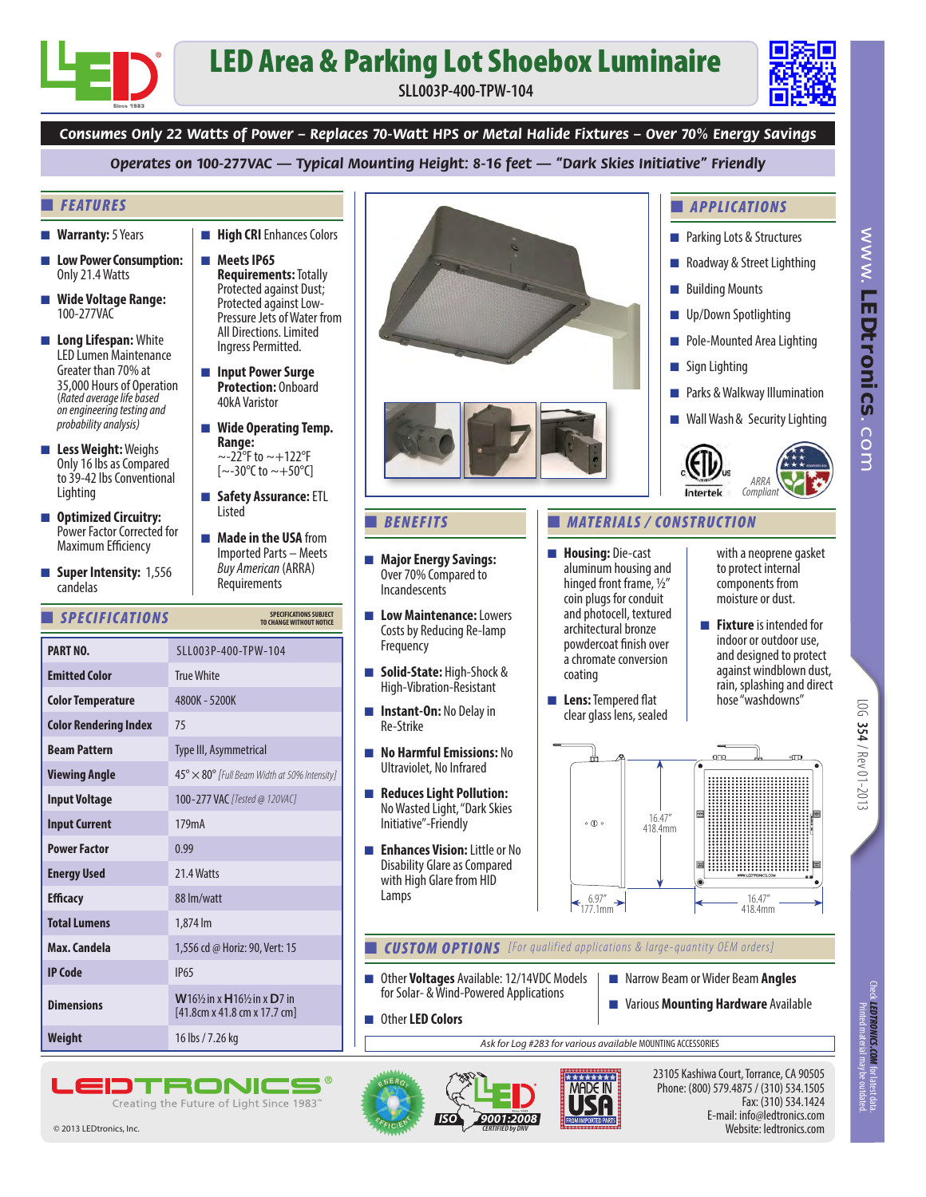# LED Area & Parking Lot Shoebox Luminaire

**SLL003P-400-TPW-104**

**Consumes Only 22 Watts of Power – Replaces 70-Watt HPS or Metal Halide Fixtures – Over 70% Energy Savings**

**Operates on 100-277VAC — Typical Mounting Height: 8-16 feet — "Dark Skies Initiative" Friendly**

## FEATURES

- **Warranty:** 5 Years
- **Low Power Consumption:** Only 21.4 Watts
- **Wide Voltage Range:** 100-277VAC
- **Long Lifespan:** White LED Lumen Maintenance Greater than 70% at 35,000 Hours of Operation *(Rated average life based on engineering testing and probability analysis)*
- **Less Weight:** Weighs Only 16 lbs as Compared to 39-42 lbs Conventional Lighting
- **Optimized Circuitry:** Power Factor Corrected for Maximum Efficiency
- **Super Intensity:** 1,556 candelas
- **High CRI** Enhances Colors
- **Meets IP65 Requirements:** Totally Protected against Dust; Protected against Low-Pressure Jets of Water from All Directions. Limited Ingress Permitted.
- **Input Power Surge Protection:** Onboard 40kA Varistor
- **Wide Operating Temp. Range:** ~-22°F to ~+122°F [~-30°C to ~+50°C]
- **Safety Assurance:** ETL Listed
- **Made in the USA** from Imported Parts – Meets *Buy American* (ARRA) Requirements

## APPLICATIONS

- Parking Lots & Structures
- Roadway & Street Lighting
- Building Mounts
- Up/Down Spotlighting
- Pole-Mounted Area Lighting
- Sign Lighting
- Parks & Walkway Illumination
- Wall Wash & Security Lighting

Intertek · ARRA Compliant

## SPECIFICATIONS

SPECIFICATIONS SUBJECT TO CHANGE WITHOUT NOTICE

| PART NO. | SLL003P-400-TPW-104 |
|---|---|
| Emitted Color | True White |
| Color Temperature | 4800K - 5200K |
| Color Rendering Index | 75 |
| Beam Pattern | Type III, Asymmetrical |
| Viewing Angle | 45° × 80° *[Full Beam Width at 50% Intensity]* |
| Input Voltage | 100-277 VAC *[Tested @ 120VAC]* |
| Input Current | 179mA |
| Power Factor | 0.99 |
| Energy Used | 21.4 Watts |
| Efficacy | 88 lm/watt |
| Total Lumens | 1,874 lm |
| Max. Candela | 1,556 cd @ Horiz: 90, Vert: 15 |
| IP Code | IP65 |
| Dimensions | W16½ in x H16½ in x D7 in [41.8cm x 41.8 cm x 17.7 cm] |
| Weight | 16 lbs / 7.26 kg |

## BENEFITS

- **Major Energy Savings:** Over 70% Compared to Incandescents
- **Low Maintenance:** Lowers Costs by Reducing Re-lamp Frequency
- **Solid-State:** High-Shock & High-Vibration-Resistant
- **Instant-On:** No Delay in Re-Strike
- **No Harmful Emissions:** No Ultraviolet, No Infrared
- **Reduces Light Pollution:** No Wasted Light, "Dark Skies Initiative"-Friendly
- **Enhances Vision:** Little or No Disability Glare as Compared with High Glare from HID Lamps

## MATERIALS / CONSTRUCTION

- **Housing:** Die-cast aluminum housing and hinged front frame, ½" coin plugs for conduit and photocell, textured architectural bronze powdercoat finish over a chromate conversion coating
- **Lens:** Tempered flat clear glass lens, sealed with a neoprene gasket to protect internal components from moisture or dust.
- **Fixture** is intended for indoor or outdoor use, and designed to protect against windblown dust, rain, splashing and direct hose "washdowns"

Dimensions: 16.47" (418.4mm) height; 6.97" (177.1mm) depth; 16.47" (418.4mm) width

## CUSTOM OPTIONS *[For qualified applications & large-quantity OEM orders]*

- Other **Voltages** Available: 12/14VDC Models for Solar- & Wind-Powered Applications
- Other **LED Colors**
- Narrow Beam or Wider Beam **Angles**
- Various **Mounting Hardware** Available

*Ask for Log #283 for various available* MOUNTING ACCESSORIES

LEDTRONICS® Creating the Future of Light Since 1983™

© 2013 LEDtronics, Inc.

23105 Kashiwa Court, Torrance, CA 90505
Phone: (800) 579.4875 / (310) 534.1505
Fax: (310) 534.1424
E-mail: info@ledtronics.com
Website: ledtronics.com

www.LEDtronics.com

LOG 354 / Rev 01-2013

Check LEDTRONICS.COM for latest data. Printed material may be outdated.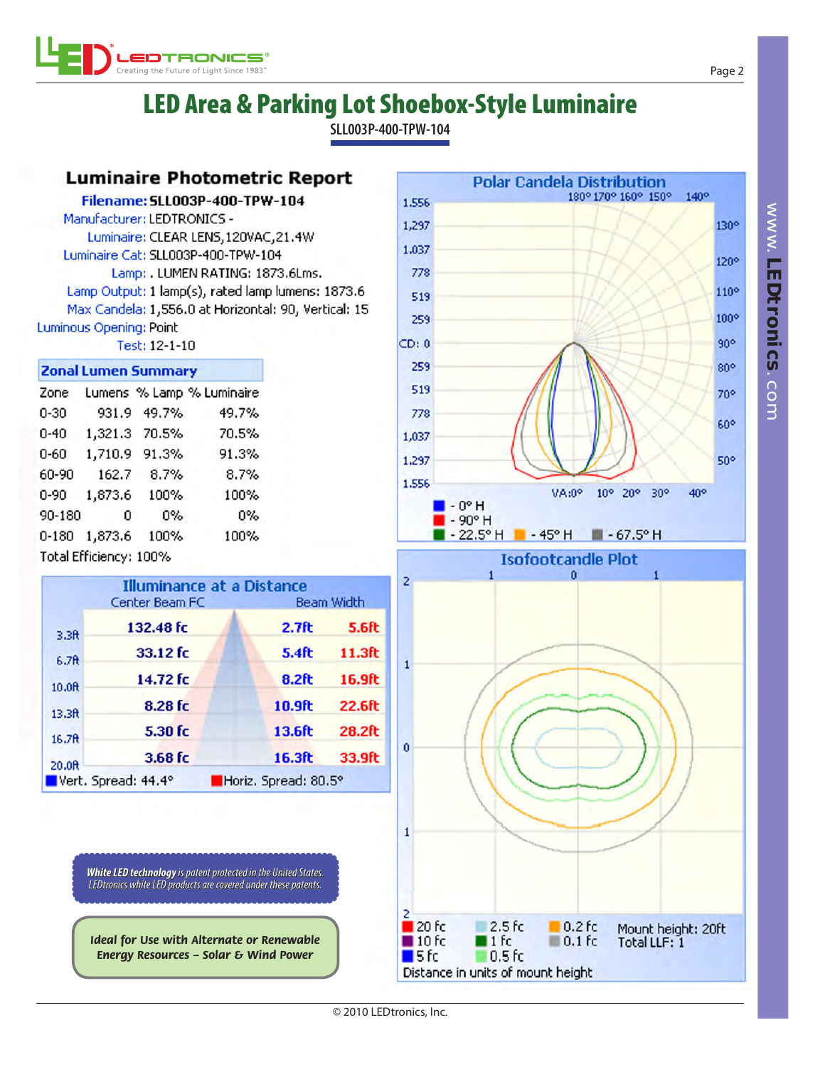# LED Area & Parking Lot Shoebox-Style Luminaire

**SLL003P-400-TPW-104**

## Luminaire Photometric Report

**Filename:** SLL003P-400-TPW-104
Manufacturer: LEDTRONICS -
Luminaire: CLEAR LENS,120VAC,21.4W
Luminaire Cat: SLL003P-400-TPW-104
Lamp: . LUMEN RATING: 1873.6Lms.
Lamp Output: 1 lamp(s), rated lamp lumens: 1873.6
Max Candela: 1,556.0 at Horizontal: 90, Vertical: 15
Luminous Opening: Point
Test: 12-1-10

### Zonal Lumen Summary

| Zone | Lumens | % Lamp | % Luminaire |
|---|---|---|---|
| 0-30 | 931.9 | 49.7% | 49.7% |
| 0-40 | 1,321.3 | 70.5% | 70.5% |
| 0-60 | 1,710.9 | 91.3% | 91.3% |
| 60-90 | 162.7 | 8.7% | 8.7% |
| 0-90 | 1,873.6 | 100% | 100% |
| 90-180 | 0 | 0% | 0% |
| 0-180 | 1,873.6 | 100% | 100% |

Total Efficiency: 100%

### Illuminance at a Distance

| Distance | Center Beam FC | Beam Width (Vert.) | Beam Width (Horiz.) |
|---|---|---|---|
| 3.3ft | 132.48 fc | 2.7ft | 5.6ft |
| 6.7ft | 33.12 fc | 5.4ft | 11.3ft |
| 10.0ft | 14.72 fc | 8.2ft | 16.9ft |
| 13.3ft | 8.28 fc | 10.9ft | 22.6ft |
| 16.7ft | 5.30 fc | 13.6ft | 28.2ft |
| 20.0ft | 3.68 fc | 16.3ft | 33.9ft |

Vert. Spread: 44.4° Horiz. Spread: 80.5°

### Polar Candela Distribution

180° 170° 160° 150° 140° 130° 120° 110° 100° 90° 80° 70° 60° 50°
1,556 1,297 1,037 778 519 259 CD: 0 259 519 778 1,037 1,297 1,556
VA:0° 10° 20° 30° 40°
- 0° H
- 90° H
- 22.5° H - 45° H - 67.5° H

### Isofootcandle Plot

2 1 0 1 2
1 0 1
20 fc 10 fc 5 fc 2.5 fc 1 fc 0.5 fc 0.2 fc 0.1 fc
Mount height: 20ft
Total LLF: 1
Distance in units of mount height

*White LED technology is patent protected in the United States. LEDtronics white LED products are covered under these patents.*

**Ideal for Use with Alternate or Renewable Energy Resources – Solar & Wind Power**

© 2010 LEDtronics, Inc.